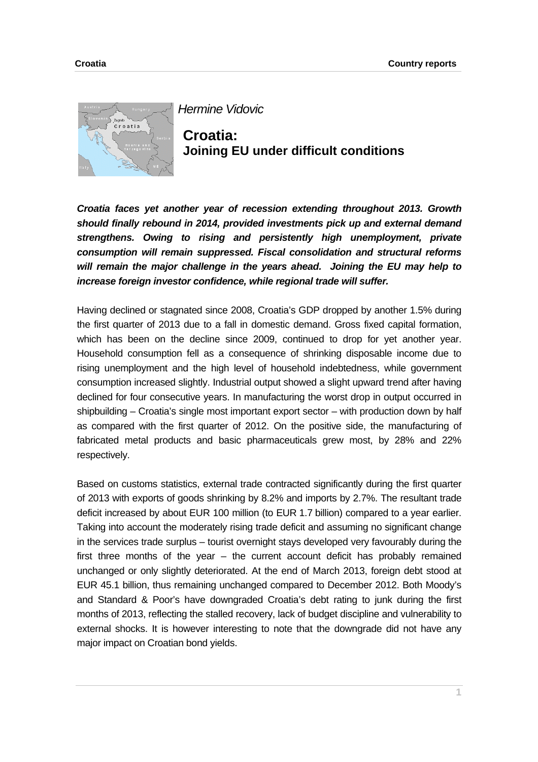*Hermine Vidovic*

# Croatia: Joining EU under difficult conditions

***Croatia faces yet another year of recession extending throughout 2013. Growth should finally rebound in 2014, provided investments pick up and external demand strengthens. Owing to rising and persistently high unemployment, private consumption will remain suppressed. Fiscal consolidation and structural reforms will remain the major challenge in the years ahead. Joining the EU may help to increase foreign investor confidence, while regional trade will suffer.***

Having declined or stagnated since 2008, Croatia's GDP dropped by another 1.5% during the first quarter of 2013 due to a fall in domestic demand. Gross fixed capital formation, which has been on the decline since 2009, continued to drop for yet another year. Household consumption fell as a consequence of shrinking disposable income due to rising unemployment and the high level of household indebtedness, while government consumption increased slightly. Industrial output showed a slight upward trend after having declined for four consecutive years. In manufacturing the worst drop in output occurred in shipbuilding – Croatia's single most important export sector – with production down by half as compared with the first quarter of 2012. On the positive side, the manufacturing of fabricated metal products and basic pharmaceuticals grew most, by 28% and 22% respectively.

Based on customs statistics, external trade contracted significantly during the first quarter of 2013 with exports of goods shrinking by 8.2% and imports by 2.7%. The resultant trade deficit increased by about EUR 100 million (to EUR 1.7 billion) compared to a year earlier. Taking into account the moderately rising trade deficit and assuming no significant change in the services trade surplus – tourist overnight stays developed very favourably during the first three months of the year – the current account deficit has probably remained unchanged or only slightly deteriorated. At the end of March 2013, foreign debt stood at EUR 45.1 billion, thus remaining unchanged compared to December 2012. Both Moody's and Standard & Poor's have downgraded Croatia's debt rating to junk during the first months of 2013, reflecting the stalled recovery, lack of budget discipline and vulnerability to external shocks. It is however interesting to note that the downgrade did not have any major impact on Croatian bond yields.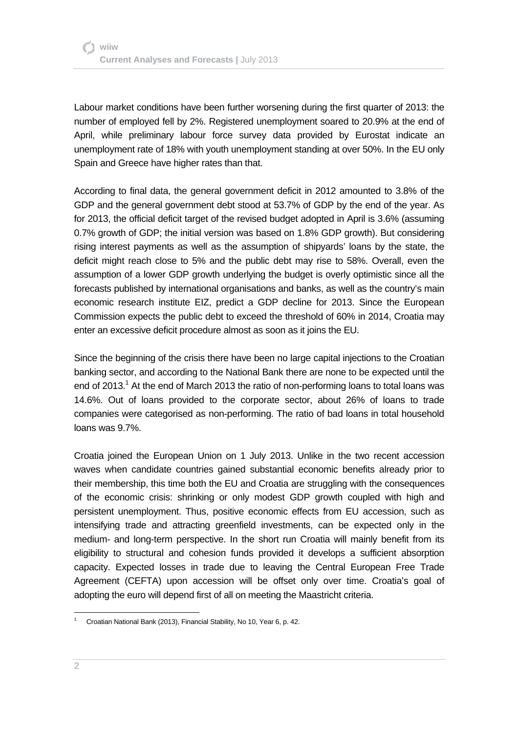Labour market conditions have been further worsening during the first quarter of 2013: the number of employed fell by 2%. Registered unemployment soared to 20.9% at the end of April, while preliminary labour force survey data provided by Eurostat indicate an unemployment rate of 18% with youth unemployment standing at over 50%. In the EU only Spain and Greece have higher rates than that.

According to final data, the general government deficit in 2012 amounted to 3.8% of the GDP and the general government debt stood at 53.7% of GDP by the end of the year. As for 2013, the official deficit target of the revised budget adopted in April is 3.6% (assuming 0.7% growth of GDP; the initial version was based on 1.8% GDP growth). But considering rising interest payments as well as the assumption of shipyards' loans by the state, the deficit might reach close to 5% and the public debt may rise to 58%. Overall, even the assumption of a lower GDP growth underlying the budget is overly optimistic since all the forecasts published by international organisations and banks, as well as the country's main economic research institute EIZ, predict a GDP decline for 2013. Since the European Commission expects the public debt to exceed the threshold of 60% in 2014, Croatia may enter an excessive deficit procedure almost as soon as it joins the EU.

Since the beginning of the crisis there have been no large capital injections to the Croatian banking sector, and according to the National Bank there are none to be expected until the end of 2013.[1] At the end of March 2013 the ratio of non-performing loans to total loans was 14.6%. Out of loans provided to the corporate sector, about 26% of loans to trade companies were categorised as non-performing. The ratio of bad loans in total household loans was 9.7%.

Croatia joined the European Union on 1 July 2013. Unlike in the two recent accession waves when candidate countries gained substantial economic benefits already prior to their membership, this time both the EU and Croatia are struggling with the consequences of the economic crisis: shrinking or only modest GDP growth coupled with high and persistent unemployment. Thus, positive economic effects from EU accession, such as intensifying trade and attracting greenfield investments, can be expected only in the medium- and long-term perspective. In the short run Croatia will mainly benefit from its eligibility to structural and cohesion funds provided it develops a sufficient absorption capacity. Expected losses in trade due to leaving the Central European Free Trade Agreement (CEFTA) upon accession will be offset only over time. Croatia's goal of adopting the euro will depend first of all on meeting the Maastricht criteria.

[1] Croatian National Bank (2013), Financial Stability, No 10, Year 6, p. 42.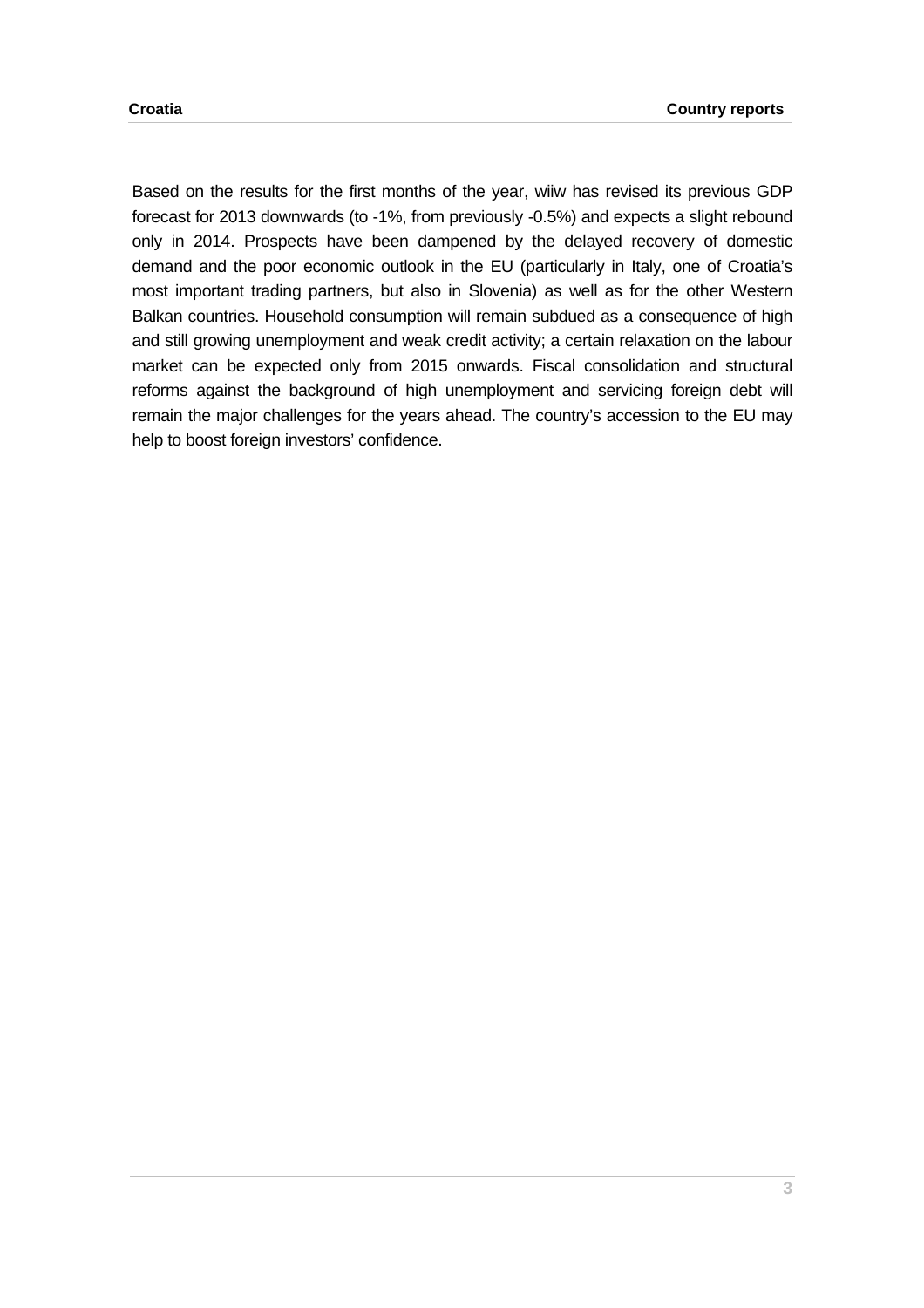Based on the results for the first months of the year, wiiw has revised its previous GDP forecast for 2013 downwards (to -1%, from previously -0.5%) and expects a slight rebound only in 2014. Prospects have been dampened by the delayed recovery of domestic demand and the poor economic outlook in the EU (particularly in Italy, one of Croatia's most important trading partners, but also in Slovenia) as well as for the other Western Balkan countries. Household consumption will remain subdued as a consequence of high and still growing unemployment and weak credit activity; a certain relaxation on the labour market can be expected only from 2015 onwards. Fiscal consolidation and structural reforms against the background of high unemployment and servicing foreign debt will remain the major challenges for the years ahead. The country's accession to the EU may help to boost foreign investors' confidence.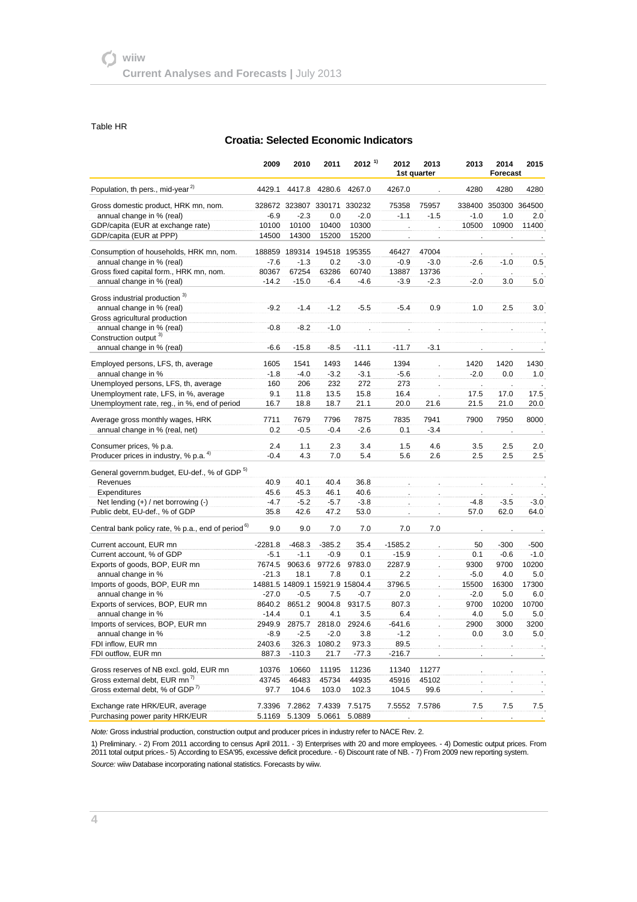Table HR

## Croatia: Selected Economic Indicators

| | 2009 | 2010 | 2011 | 2012 [1] | 2012 | 2013 | 2013 | 2014 | 2015 |
|---|---|---|---|---|---|---|---|---|---|
| | | | | | 1st quarter | | | Forecast | |
| Population, th pers., mid-year [2] | 4429.1 | 4417.8 | 4280.6 | 4267.0 | 4267.0 | . | 4280 | 4280 | 4280 |
| Gross domestic product, HRK mn, nom. | 328672 | 323807 | 330171 | 330232 | 75358 | 75957 | 338400 | 350300 | 364500 |
| annual change in % (real) | -6.9 | -2.3 | 0.0 | -2.0 | -1.1 | -1.5 | -1.0 | 1.0 | 2.0 |
| GDP/capita (EUR at exchange rate) | 10100 | 10100 | 10400 | 10300 | . | . | 10500 | 10900 | 11400 |
| GDP/capita (EUR at PPP) | 14500 | 14300 | 15200 | 15200 | . | . | . | . | . |
| Consumption of households, HRK mn, nom. | 188859 | 189314 | 194518 | 195355 | 46427 | 47004 | . | . | . |
| annual change in % (real) | -7.6 | -1.3 | 0.2 | -3.0 | -0.9 | -3.0 | -2.6 | -1.0 | 0.5 |
| Gross fixed capital form., HRK mn, nom. | 80367 | 67254 | 63286 | 60740 | 13887 | 13736 | . | . | . |
| annual change in % (real) | -14.2 | -15.0 | -6.4 | -4.6 | -3.9 | -2.3 | -2.0 | 3.0 | 5.0 |
| Gross industrial production [3] | | | | | | | | | |
| annual change in % (real) | -9.2 | -1.4 | -1.2 | -5.5 | -5.4 | 0.9 | 1.0 | 2.5 | 3.0 |
| Gross agricultural production | | | | | | | | | |
| annual change in % (real) | -0.8 | -8.2 | -1.0 | . | . | . | . | . | . |
| Construction output [3] | | | | | | | | | |
| annual change in % (real) | -6.6 | -15.8 | -8.5 | -11.1 | -11.7 | -3.1 | . | . | . |
| Employed persons, LFS, th, average | 1605 | 1541 | 1493 | 1446 | 1394 | . | 1420 | 1420 | 1430 |
| annual change in % | -1.8 | -4.0 | -3.2 | -3.1 | -5.6 | . | -2.0 | 0.0 | 1.0 |
| Unemployed persons, LFS, th, average | 160 | 206 | 232 | 272 | 273 | . | . | . | . |
| Unemployment rate, LFS, in %, average | 9.1 | 11.8 | 13.5 | 15.8 | 16.4 | . | 17.5 | 17.0 | 17.5 |
| Unemployment rate, reg., in %, end of period | 16.7 | 18.8 | 18.7 | 21.1 | 20.0 | 21.6 | 21.5 | 21.0 | 20.0 |
| Average gross monthly wages, HRK | 7711 | 7679 | 7796 | 7875 | 7835 | 7941 | 7900 | 7950 | 8000 |
| annual change in % (real, net) | 0.2 | -0.5 | -0.4 | -2.6 | 0.1 | -3.4 | . | . | . |
| Consumer prices, % p.a. | 2.4 | 1.1 | 2.3 | 3.4 | 1.5 | 4.6 | 3.5 | 2.5 | 2.0 |
| Producer prices in industry, % p.a. [4] | -0.4 | 4.3 | 7.0 | 5.4 | 5.6 | 2.6 | 2.5 | 2.5 | 2.5 |
| General governm.budget, EU-def., % of GDP [5] | | | | | | | | | |
| Revenues | 40.9 | 40.1 | 40.4 | 36.8 | . | . | . | . | . |
| Expenditures | 45.6 | 45.3 | 46.1 | 40.6 | . | . | . | . | . |
| Net lending (+) / net borrowing (-) | -4.7 | -5.2 | -5.7 | -3.8 | . | . | -4.8 | -3.5 | -3.0 |
| Public debt, EU-def., % of GDP | 35.8 | 42.6 | 47.2 | 53.0 | . | . | 57.0 | 62.0 | 64.0 |
| Central bank policy rate, % p.a., end of period [6] | 9.0 | 9.0 | 7.0 | 7.0 | 7.0 | 7.0 | . | . | . |
| Current account, EUR mn | -2281.8 | -468.3 | -385.2 | 35.4 | -1585.2 | . | 50 | -300 | -500 |
| Current account, % of GDP | -5.1 | -1.1 | -0.9 | 0.1 | -15.9 | . | 0.1 | -0.6 | -1.0 |
| Exports of goods, BOP, EUR mn | 7674.5 | 9063.6 | 9772.6 | 9783.0 | 2287.9 | . | 9300 | 9700 | 10200 |
| annual change in % | -21.3 | 18.1 | 7.8 | 0.1 | 2.2 | . | -5.0 | 4.0 | 5.0 |
| Imports of goods, BOP, EUR mn | 14881.5 | 14809.1 | 15921.9 | 15804.4 | 3796.5 | . | 15500 | 16300 | 17300 |
| annual change in % | -27.0 | -0.5 | 7.5 | -0.7 | 2.0 | . | -2.0 | 5.0 | 6.0 |
| Exports of services, BOP, EUR mn | 8640.2 | 8651.2 | 9004.8 | 9317.5 | 807.3 | . | 9700 | 10200 | 10700 |
| annual change in % | -14.4 | 0.1 | 4.1 | 3.5 | 6.4 | . | 4.0 | 5.0 | 5.0 |
| Imports of services, BOP, EUR mn | 2949.9 | 2875.7 | 2818.0 | 2924.6 | -641.6 | . | 2900 | 3000 | 3200 |
| annual change in % | -8.9 | -2.5 | -2.0 | 3.8 | -1.2 | . | 0.0 | 3.0 | 5.0 |
| FDI inflow, EUR mn | 2403.6 | 326.3 | 1080.2 | 973.3 | 89.5 | . | . | . | . |
| FDI outflow, EUR mn | 887.3 | -110.3 | 21.7 | -77.3 | -216.7 | . | . | . | . |
| Gross reserves of NB excl. gold, EUR mn | 10376 | 10660 | 11195 | 11236 | 11340 | 11277 | . | . | . |
| Gross external debt, EUR mn [7] | 43745 | 46483 | 45734 | 44935 | 45916 | 45102 | . | . | . |
| Gross external debt, % of GDP [7] | 97.7 | 104.6 | 103.0 | 102.3 | 104.5 | 99.6 | . | . | . |
| Exchange rate HRK/EUR, average | 7.3396 | 7.2862 | 7.4339 | 7.5175 | 7.5552 | 7.5786 | 7.5 | 7.5 | 7.5 |
| Purchasing power parity HRK/EUR | 5.1169 | 5.1309 | 5.0661 | 5.0889 | . | . | . | . | . |

*Note:* Gross industrial production, construction output and producer prices in industry refer to NACE Rev. 2.

1) Preliminary. - 2) From 2011 according to census April 2011. - 3) Enterprises with 20 and more employees. - 4) Domestic output prices. From 2011 total output prices.- 5) According to ESA'95, excessive deficit procedure. - 6) Discount rate of NB. - 7) From 2009 new reporting system.

*Source:* wiiw Database incorporating national statistics. Forecasts by wiiw.